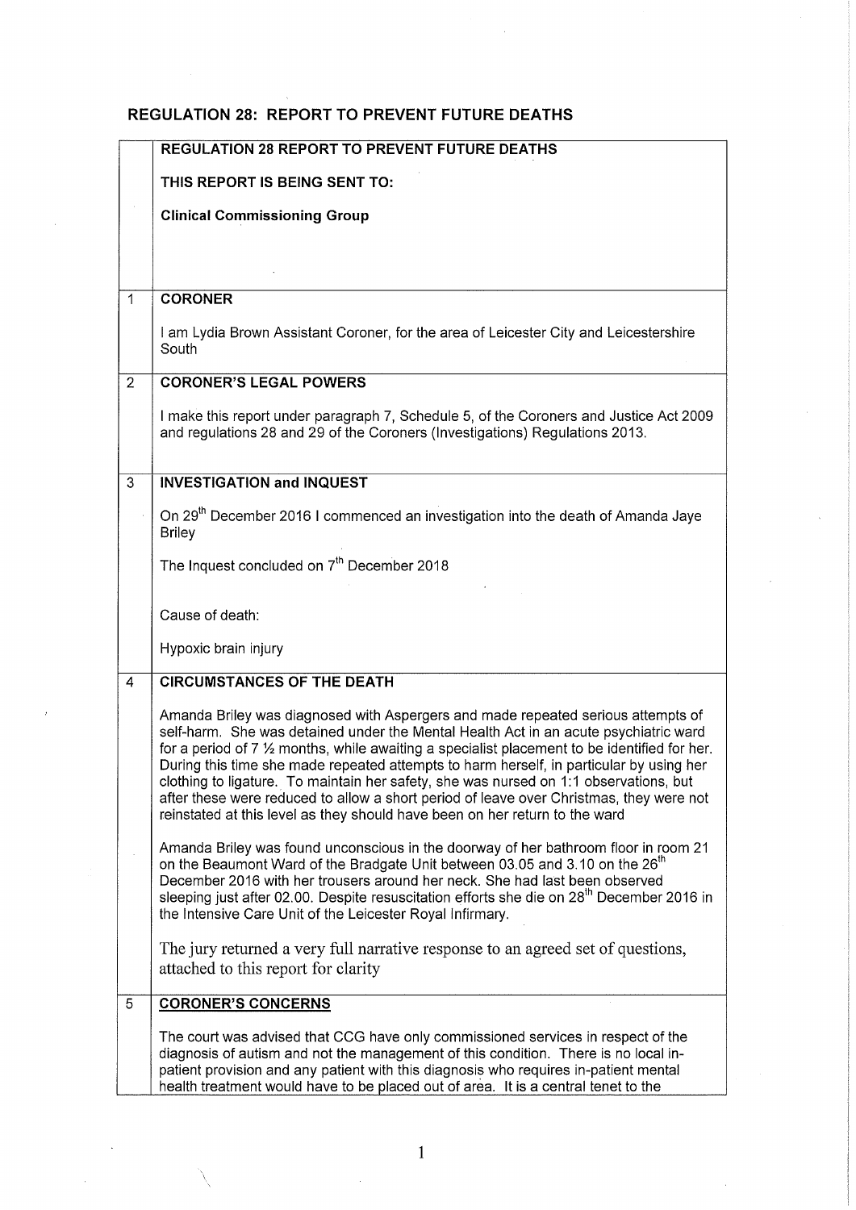## REGULATION 28: REPORT TO PREVENT FUTURE DEATHS

| | |
|---|---|
| | **REGULATION 28 REPORT TO PREVENT FUTURE DEATHS**<br><br>**THIS REPORT IS BEING SENT TO:**<br><br>**Clinical Commissioning Group** |
| 1 | **CORONER**<br><br>I am Lydia Brown Assistant Coroner, for the area of Leicester City and Leicestershire South |
| 2 | **CORONER'S LEGAL POWERS**<br><br>I make this report under paragraph 7, Schedule 5, of the Coroners and Justice Act 2009 and regulations 28 and 29 of the Coroners (Investigations) Regulations 2013. |
| 3 | **INVESTIGATION and INQUEST**<br><br>On 29th December 2016 I commenced an investigation into the death of Amanda Jaye Briley<br><br>The Inquest concluded on 7th December 2018<br><br>Cause of death:<br><br>Hypoxic brain injury |
| 4 | **CIRCUMSTANCES OF THE DEATH**<br><br>Amanda Briley was diagnosed with Aspergers and made repeated serious attempts of self-harm. She was detained under the Mental Health Act in an acute psychiatric ward for a period of 7 ½ months, while awaiting a specialist placement to be identified for her. During this time she made repeated attempts to harm herself, in particular by using her clothing to ligature. To maintain her safety, she was nursed on 1:1 observations, but after these were reduced to allow a short period of leave over Christmas, they were not reinstated at this level as they should have been on her return to the ward<br><br>Amanda Briley was found unconscious in the doorway of her bathroom floor in room 21 on the Beaumont Ward of the Bradgate Unit between 03.05 and 3.10 on the 26th December 2016 with her trousers around her neck. She had last been observed sleeping just after 02.00. Despite resuscitation efforts she die on 28th December 2016 in the Intensive Care Unit of the Leicester Royal Infirmary.<br><br>The jury returned a very full narrative response to an agreed set of questions, attached to this report for clarity |
| 5 | **CORONER'S CONCERNS**<br><br>The court was advised that CCG have only commissioned services in respect of the diagnosis of autism and not the management of this condition. There is no local in-patient provision and any patient with this diagnosis who requires in-patient mental health treatment would have to be placed out of area. It is a central tenet to the |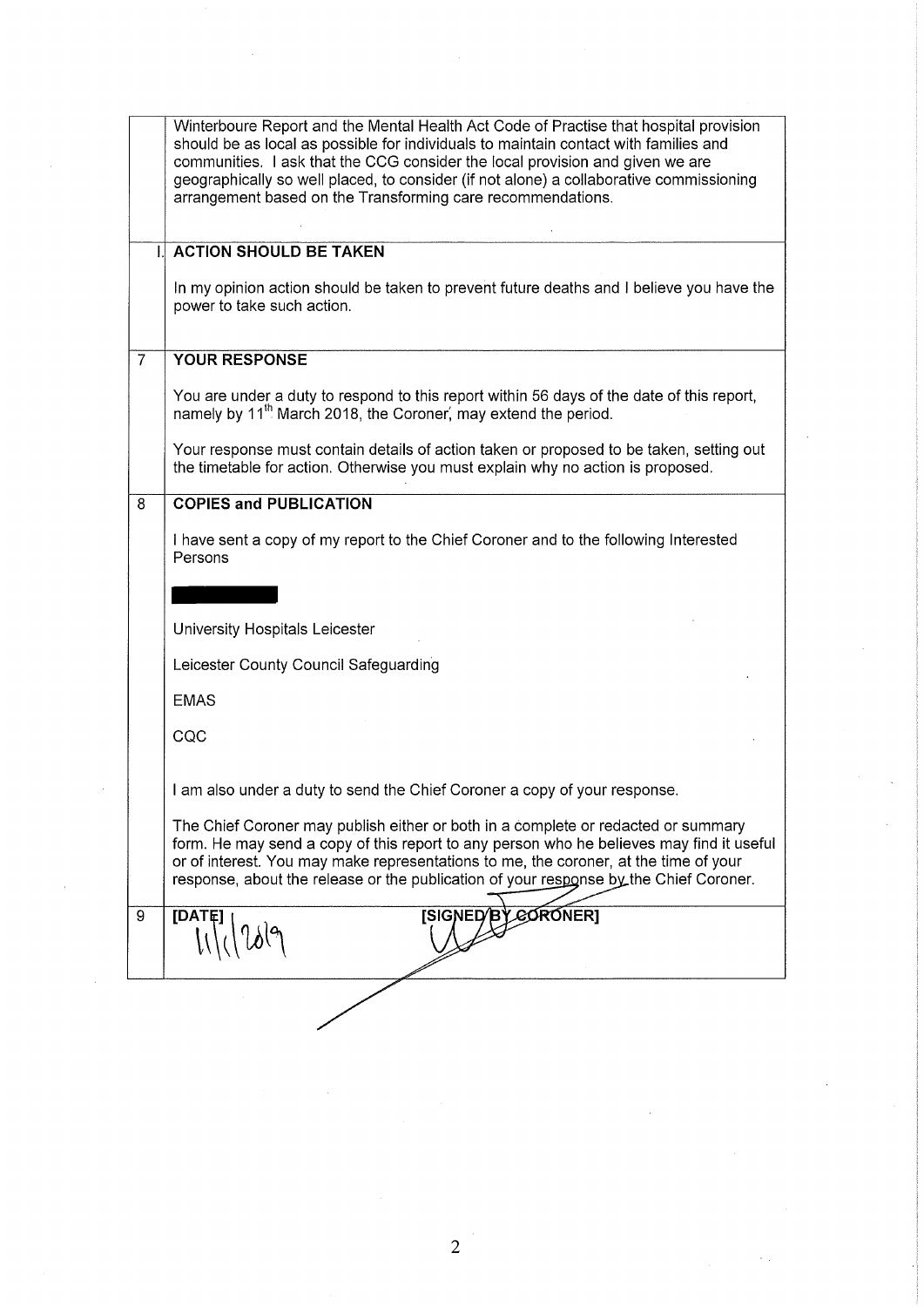| | |
|---|---|
| | Winterboure Report and the Mental Health Act Code of Practise that hospital provision should be as local as possible for individuals to maintain contact with families and communities. I ask that the CCG consider the local provision and given we are geographically so well placed, to consider (if not alone) a collaborative commissioning arrangement based on the Transforming care recommendations. |
| I. | **ACTION SHOULD BE TAKEN**<br><br>In my opinion action should be taken to prevent future deaths and I believe you have the power to take such action. |
| 7 | **YOUR RESPONSE**<br><br>You are under a duty to respond to this report within 56 days of the date of this report, namely by 11th March 2018, the Coroner, may extend the period.<br><br>Your response must contain details of action taken or proposed to be taken, setting out the timetable for action. Otherwise you must explain why no action is proposed. |
| 8 | **COPIES and PUBLICATION**<br><br>I have sent a copy of my report to the Chief Coroner and to the following Interested Persons<br><br>[REDACTED]<br><br>University Hospitals Leicester<br><br>Leicester County Council Safeguarding<br><br>EMAS<br><br>CQC<br><br>I am also under a duty to send the Chief Coroner a copy of your response.<br><br>The Chief Coroner may publish either or both in a complete or redacted or summary form. He may send a copy of this report to any person who he believes may find it useful or of interest. You may make representations to me, the coroner, at the time of your response, about the release or the publication of your response by the Chief Coroner. |
| 9 | **[DATE]** 11/1/2019 **[SIGNED BY CORONER]** |